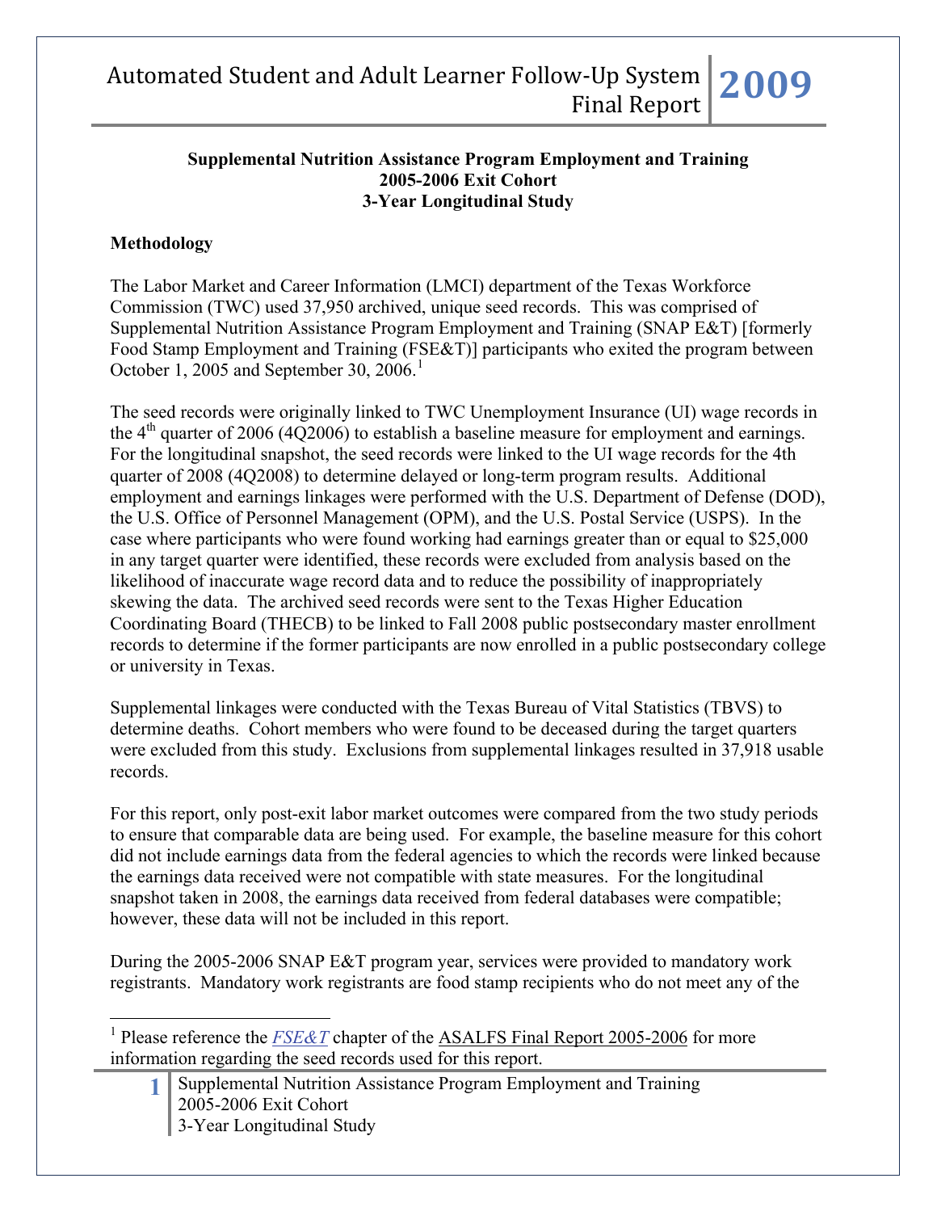**Supplemental Nutrition Assistance Program Employment and Training**
**2005-2006 Exit Cohort**
**3-Year Longitudinal Study**

## Methodology

The Labor Market and Career Information (LMCI) department of the Texas Workforce Commission (TWC) used 37,950 archived, unique seed records. This was comprised of Supplemental Nutrition Assistance Program Employment and Training (SNAP E&T) [formerly Food Stamp Employment and Training (FSE&T)] participants who exited the program between October 1, 2005 and September 30, 2006.[1]

The seed records were originally linked to TWC Unemployment Insurance (UI) wage records in the 4th quarter of 2006 (4Q2006) to establish a baseline measure for employment and earnings. For the longitudinal snapshot, the seed records were linked to the UI wage records for the 4th quarter of 2008 (4Q2008) to determine delayed or long-term program results. Additional employment and earnings linkages were performed with the U.S. Department of Defense (DOD), the U.S. Office of Personnel Management (OPM), and the U.S. Postal Service (USPS). In the case where participants who were found working had earnings greater than or equal to $25,000 in any target quarter were identified, these records were excluded from analysis based on the likelihood of inaccurate wage record data and to reduce the possibility of inappropriately skewing the data. The archived seed records were sent to the Texas Higher Education Coordinating Board (THECB) to be linked to Fall 2008 public postsecondary master enrollment records to determine if the former participants are now enrolled in a public postsecondary college or university in Texas.

Supplemental linkages were conducted with the Texas Bureau of Vital Statistics (TBVS) to determine deaths. Cohort members who were found to be deceased during the target quarters were excluded from this study. Exclusions from supplemental linkages resulted in 37,918 usable records.

For this report, only post-exit labor market outcomes were compared from the two study periods to ensure that comparable data are being used. For example, the baseline measure for this cohort did not include earnings data from the federal agencies to which the records were linked because the earnings data received were not compatible with state measures. For the longitudinal snapshot taken in 2008, the earnings data received from federal databases were compatible; however, these data will not be included in this report.

During the 2005-2006 SNAP E&T program year, services were provided to mandatory work registrants. Mandatory work registrants are food stamp recipients who do not meet any of the

---

[1] Please reference the *FSE&T* chapter of the ASALFS Final Report 2005-2006 for more information regarding the seed records used for this report.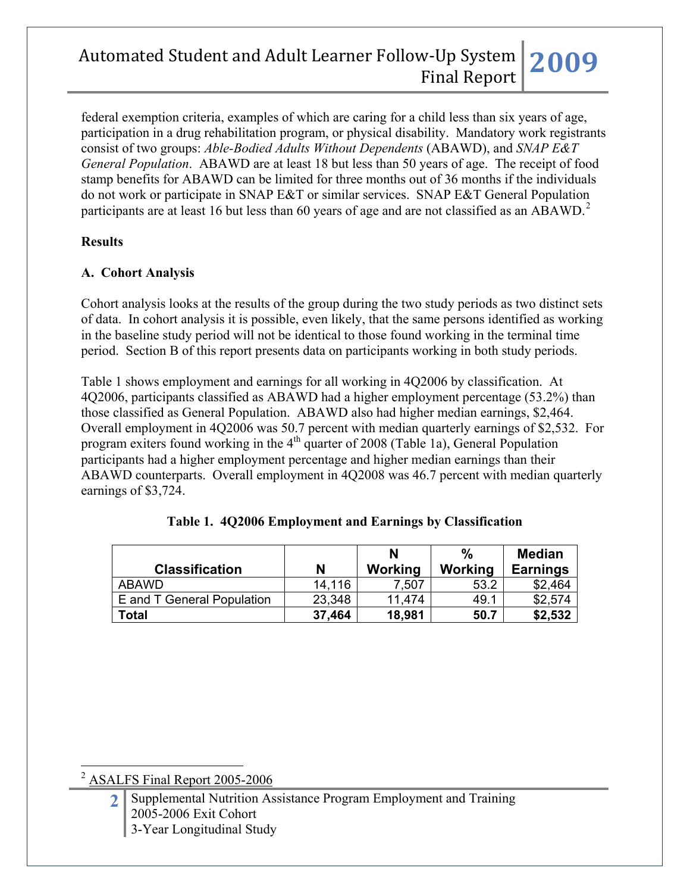federal exemption criteria, examples of which are caring for a child less than six years of age, participation in a drug rehabilitation program, or physical disability. Mandatory work registrants consist of two groups: *Able-Bodied Adults Without Dependents* (ABAWD), and *SNAP E&T General Population*. ABAWD are at least 18 but less than 50 years of age. The receipt of food stamp benefits for ABAWD can be limited for three months out of 36 months if the individuals do not work or participate in SNAP E&T or similar services. SNAP E&T General Population participants are at least 16 but less than 60 years of age and are not classified as an ABAWD.[2]

**Results**

**A. Cohort Analysis**

Cohort analysis looks at the results of the group during the two study periods as two distinct sets of data. In cohort analysis it is possible, even likely, that the same persons identified as working in the baseline study period will not be identical to those found working in the terminal time period. Section B of this report presents data on participants working in both study periods.

Table 1 shows employment and earnings for all working in 4Q2006 by classification. At 4Q2006, participants classified as ABAWD had a higher employment percentage (53.2%) than those classified as General Population. ABAWD also had higher median earnings, $2,464. Overall employment in 4Q2006 was 50.7 percent with median quarterly earnings of $2,532. For program exiters found working in the 4th quarter of 2008 (Table 1a), General Population participants had a higher employment percentage and higher median earnings than their ABAWD counterparts. Overall employment in 4Q2008 was 46.7 percent with median quarterly earnings of $3,724.

**Table 1. 4Q2006 Employment and Earnings by Classification**

| Classification | N | N Working | % Working | Median Earnings |
|---|---|---|---|---|
| ABAWD | 14,116 | 7,507 | 53.2 | $2,464 |
| E and T General Population | 23,348 | 11,474 | 49.1 | $2,574 |
| **Total** | **37,464** | **18,981** | **50.7** | **$2,532** |

[2] ASALFS Final Report 2005-2006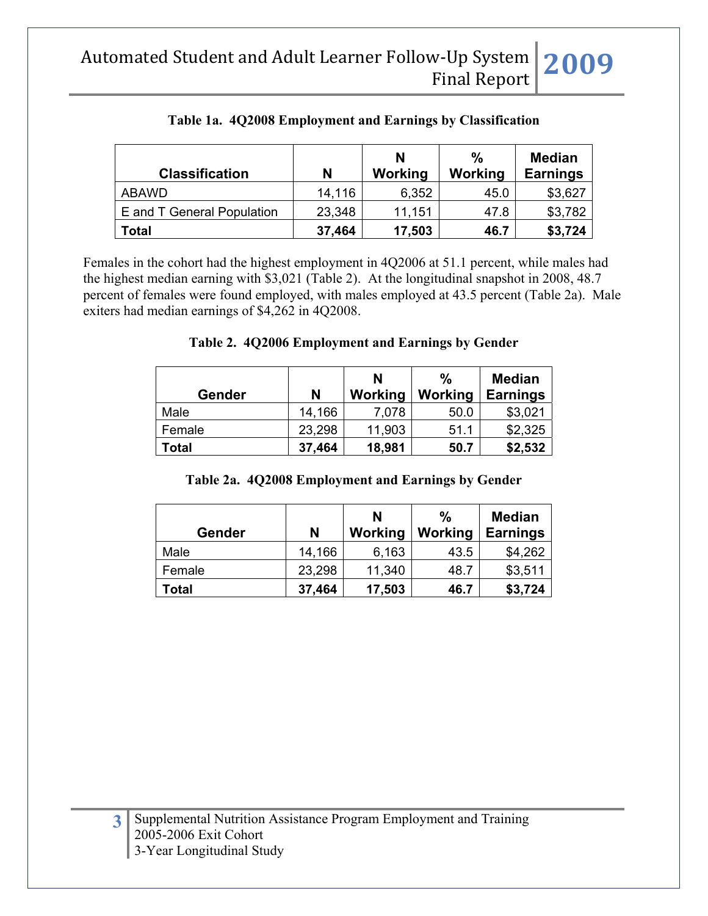**Table 1a. 4Q2008 Employment and Earnings by Classification**

| Classification | N | N Working | % Working | Median Earnings |
|---|---|---|---|---|
| ABAWD | 14,116 | 6,352 | 45.0 | $3,627 |
| E and T General Population | 23,348 | 11,151 | 47.8 | $3,782 |
| **Total** | **37,464** | **17,503** | **46.7** | **$3,724** |

Females in the cohort had the highest employment in 4Q2006 at 51.1 percent, while males had the highest median earning with $3,021 (Table 2). At the longitudinal snapshot in 2008, 48.7 percent of females were found employed, with males employed at 43.5 percent (Table 2a). Male exiters had median earnings of $4,262 in 4Q2008.

**Table 2. 4Q2006 Employment and Earnings by Gender**

| Gender | N | N Working | % Working | Median Earnings |
|---|---|---|---|---|
| Male | 14,166 | 7,078 | 50.0 | $3,021 |
| Female | 23,298 | 11,903 | 51.1 | $2,325 |
| **Total** | **37,464** | **18,981** | **50.7** | **$2,532** |

**Table 2a. 4Q2008 Employment and Earnings by Gender**

| Gender | N | N Working | % Working | Median Earnings |
|---|---|---|---|---|
| Male | 14,166 | 6,163 | 43.5 | $4,262 |
| Female | 23,298 | 11,340 | 48.7 | $3,511 |
| **Total** | **37,464** | **17,503** | **46.7** | **$3,724** |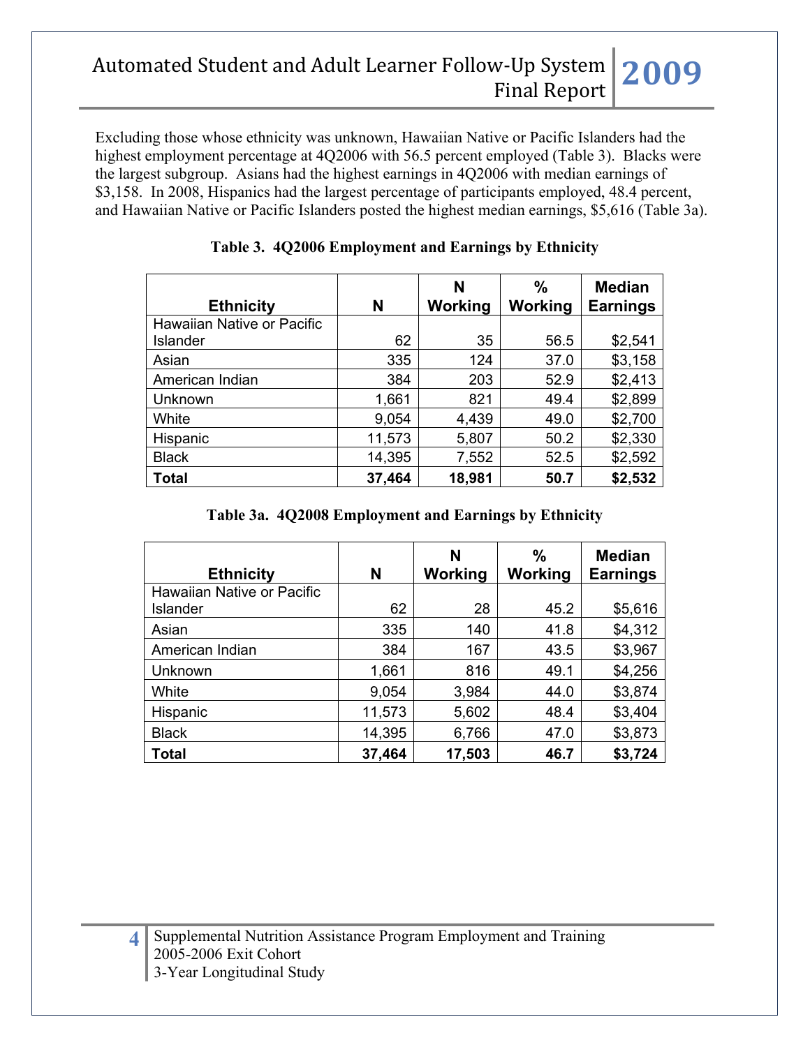Excluding those whose ethnicity was unknown, Hawaiian Native or Pacific Islanders had the highest employment percentage at 4Q2006 with 56.5 percent employed (Table 3). Blacks were the largest subgroup. Asians had the highest earnings in 4Q2006 with median earnings of $3,158. In 2008, Hispanics had the largest percentage of participants employed, 48.4 percent, and Hawaiian Native or Pacific Islanders posted the highest median earnings, $5,616 (Table 3a).

**Table 3. 4Q2006 Employment and Earnings by Ethnicity**

| Ethnicity | N | N Working | % Working | Median Earnings |
|---|---|---|---|---|
| Hawaiian Native or Pacific Islander | 62 | 35 | 56.5 | $2,541 |
| Asian | 335 | 124 | 37.0 | $3,158 |
| American Indian | 384 | 203 | 52.9 | $2,413 |
| Unknown | 1,661 | 821 | 49.4 | $2,899 |
| White | 9,054 | 4,439 | 49.0 | $2,700 |
| Hispanic | 11,573 | 5,807 | 50.2 | $2,330 |
| Black | 14,395 | 7,552 | 52.5 | $2,592 |
| **Total** | **37,464** | **18,981** | **50.7** | **$2,532** |

**Table 3a. 4Q2008 Employment and Earnings by Ethnicity**

| Ethnicity | N | N Working | % Working | Median Earnings |
|---|---|---|---|---|
| Hawaiian Native or Pacific Islander | 62 | 28 | 45.2 | $5,616 |
| Asian | 335 | 140 | 41.8 | $4,312 |
| American Indian | 384 | 167 | 43.5 | $3,967 |
| Unknown | 1,661 | 816 | 49.1 | $4,256 |
| White | 9,054 | 3,984 | 44.0 | $3,874 |
| Hispanic | 11,573 | 5,602 | 48.4 | $3,404 |
| Black | 14,395 | 6,766 | 47.0 | $3,873 |
| **Total** | **37,464** | **17,503** | **46.7** | **$3,724** |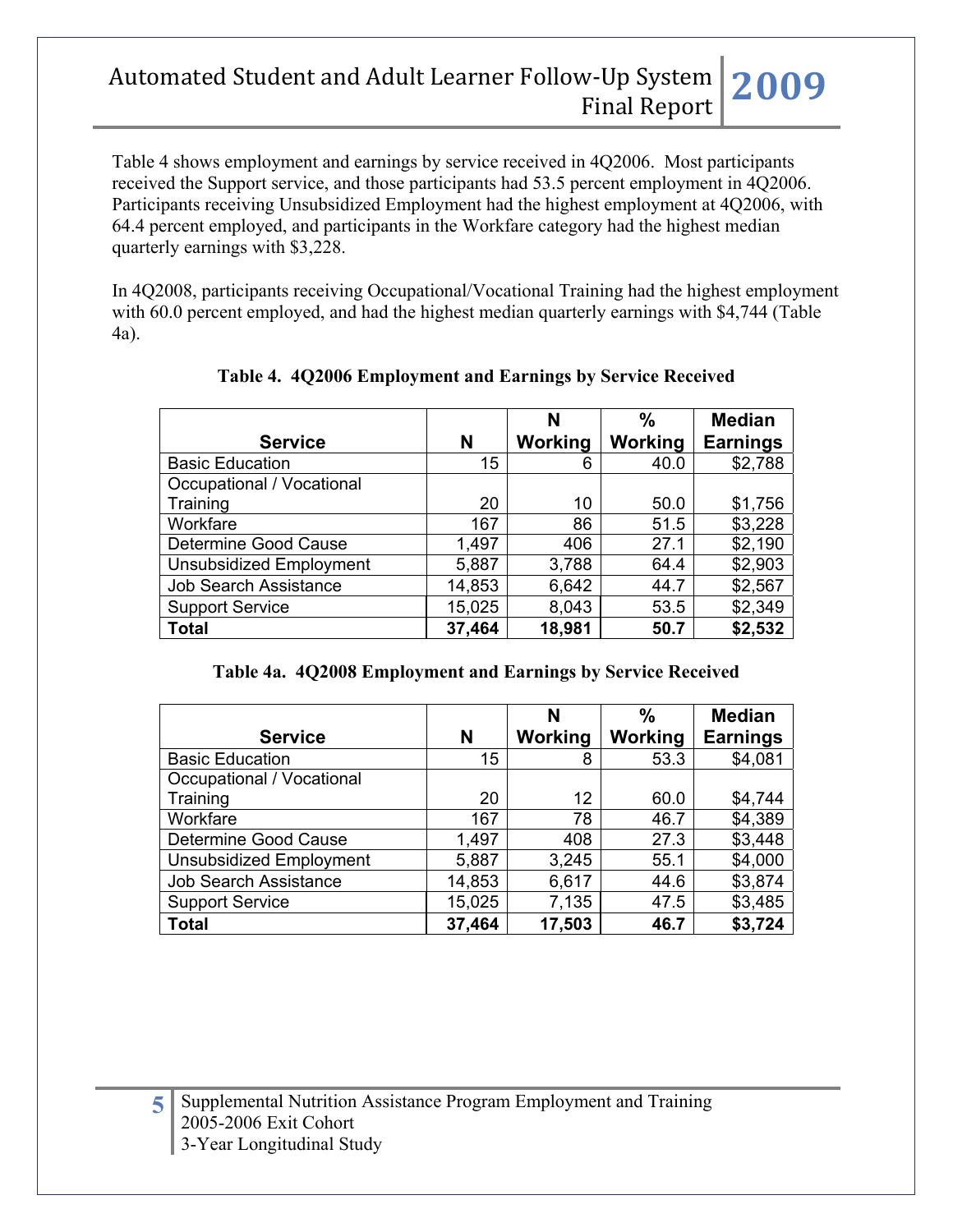Table 4 shows employment and earnings by service received in 4Q2006. Most participants received the Support service, and those participants had 53.5 percent employment in 4Q2006. Participants receiving Unsubsidized Employment had the highest employment at 4Q2006, with 64.4 percent employed, and participants in the Workfare category had the highest median quarterly earnings with $3,228.

In 4Q2008, participants receiving Occupational/Vocational Training had the highest employment with 60.0 percent employed, and had the highest median quarterly earnings with $4,744 (Table 4a).

**Table 4. 4Q2006 Employment and Earnings by Service Received**

| Service | N | N Working | % Working | Median Earnings |
|---|---|---|---|---|
| Basic Education | 15 | 6 | 40.0 | $2,788 |
| Occupational / Vocational Training | 20 | 10 | 50.0 | $1,756 |
| Workfare | 167 | 86 | 51.5 | $3,228 |
| Determine Good Cause | 1,497 | 406 | 27.1 | $2,190 |
| Unsubsidized Employment | 5,887 | 3,788 | 64.4 | $2,903 |
| Job Search Assistance | 14,853 | 6,642 | 44.7 | $2,567 |
| Support Service | 15,025 | 8,043 | 53.5 | $2,349 |
| **Total** | **37,464** | **18,981** | **50.7** | **$2,532** |

**Table 4a. 4Q2008 Employment and Earnings by Service Received**

| Service | N | N Working | % Working | Median Earnings |
|---|---|---|---|---|
| Basic Education | 15 | 8 | 53.3 | $4,081 |
| Occupational / Vocational Training | 20 | 12 | 60.0 | $4,744 |
| Workfare | 167 | 78 | 46.7 | $4,389 |
| Determine Good Cause | 1,497 | 408 | 27.3 | $3,448 |
| Unsubsidized Employment | 5,887 | 3,245 | 55.1 | $4,000 |
| Job Search Assistance | 14,853 | 6,617 | 44.6 | $3,874 |
| Support Service | 15,025 | 7,135 | 47.5 | $3,485 |
| **Total** | **37,464** | **17,503** | **46.7** | **$3,724** |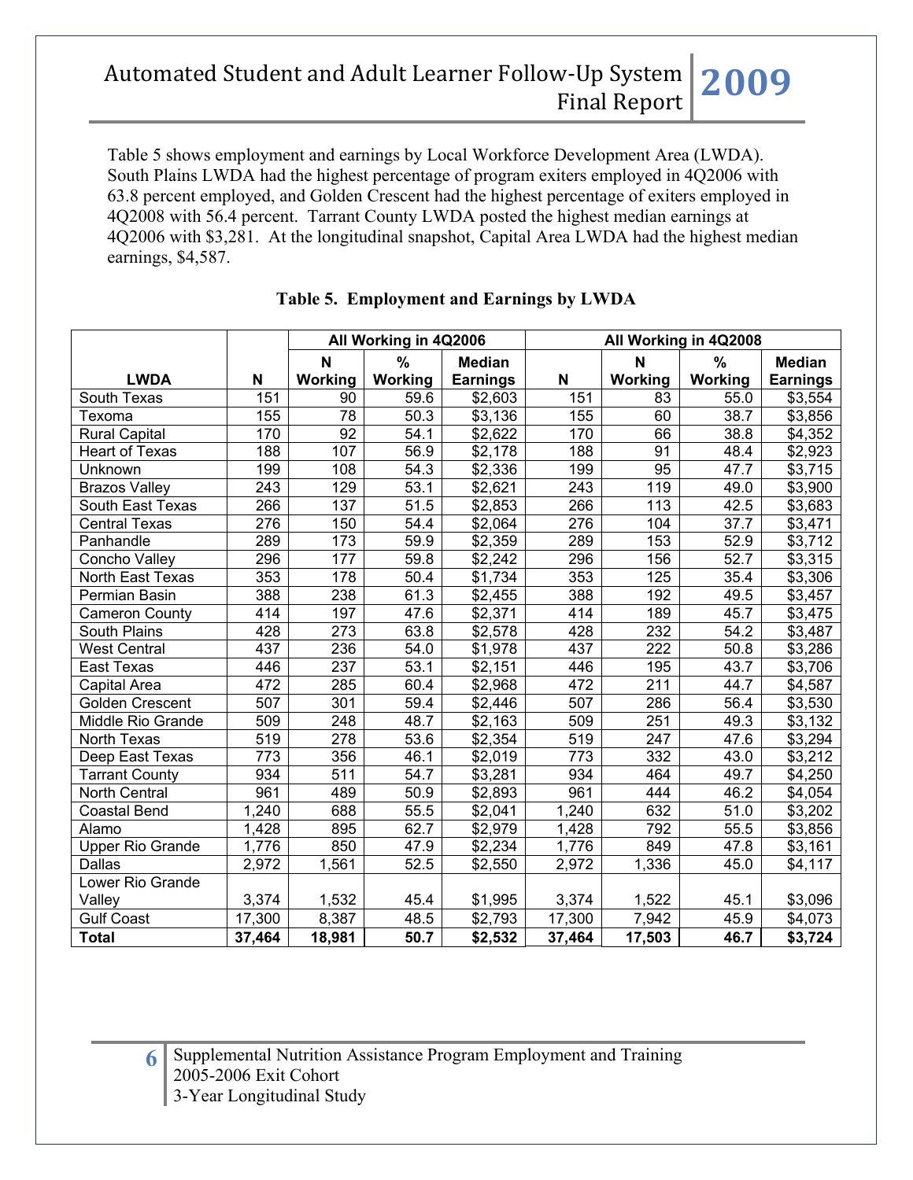Table 5 shows employment and earnings by Local Workforce Development Area (LWDA). South Plains LWDA had the highest percentage of program exiters employed in 4Q2006 with 63.8 percent employed, and Golden Crescent had the highest percentage of exiters employed in 4Q2008 with 56.4 percent. Tarrant County LWDA posted the highest median earnings at 4Q2006 with $3,281. At the longitudinal snapshot, Capital Area LWDA had the highest median earnings, $4,587.

**Table 5. Employment and Earnings by LWDA**

| | | All Working in 4Q2006 | | | All Working in 4Q2008 | | | |
|---|---|---|---|---|---|---|---|---|
| **LWDA** | **N** | **N Working** | **% Working** | **Median Earnings** | **N** | **N Working** | **% Working** | **Median Earnings** |
| South Texas | 151 | 90 | 59.6 | $2,603 | 151 | 83 | 55.0 | $3,554 |
| Texoma | 155 | 78 | 50.3 | $3,136 | 155 | 60 | 38.7 | $3,856 |
| Rural Capital | 170 | 92 | 54.1 | $2,622 | 170 | 66 | 38.8 | $4,352 |
| Heart of Texas | 188 | 107 | 56.9 | $2,178 | 188 | 91 | 48.4 | $2,923 |
| Unknown | 199 | 108 | 54.3 | $2,336 | 199 | 95 | 47.7 | $3,715 |
| Brazos Valley | 243 | 129 | 53.1 | $2,621 | 243 | 119 | 49.0 | $3,900 |
| South East Texas | 266 | 137 | 51.5 | $2,853 | 266 | 113 | 42.5 | $3,683 |
| Central Texas | 276 | 150 | 54.4 | $2,064 | 276 | 104 | 37.7 | $3,471 |
| Panhandle | 289 | 173 | 59.9 | $2,359 | 289 | 153 | 52.9 | $3,712 |
| Concho Valley | 296 | 177 | 59.8 | $2,242 | 296 | 156 | 52.7 | $3,315 |
| North East Texas | 353 | 178 | 50.4 | $1,734 | 353 | 125 | 35.4 | $3,306 |
| Permian Basin | 388 | 238 | 61.3 | $2,455 | 388 | 192 | 49.5 | $3,457 |
| Cameron County | 414 | 197 | 47.6 | $2,371 | 414 | 189 | 45.7 | $3,475 |
| South Plains | 428 | 273 | 63.8 | $2,578 | 428 | 232 | 54.2 | $3,487 |
| West Central | 437 | 236 | 54.0 | $1,978 | 437 | 222 | 50.8 | $3,286 |
| East Texas | 446 | 237 | 53.1 | $2,151 | 446 | 195 | 43.7 | $3,706 |
| Capital Area | 472 | 285 | 60.4 | $2,968 | 472 | 211 | 44.7 | $4,587 |
| Golden Crescent | 507 | 301 | 59.4 | $2,446 | 507 | 286 | 56.4 | $3,530 |
| Middle Rio Grande | 509 | 248 | 48.7 | $2,163 | 509 | 251 | 49.3 | $3,132 |
| North Texas | 519 | 278 | 53.6 | $2,354 | 519 | 247 | 47.6 | $3,294 |
| Deep East Texas | 773 | 356 | 46.1 | $2,019 | 773 | 332 | 43.0 | $3,212 |
| Tarrant County | 934 | 511 | 54.7 | $3,281 | 934 | 464 | 49.7 | $4,250 |
| North Central | 961 | 489 | 50.9 | $2,893 | 961 | 444 | 46.2 | $4,054 |
| Coastal Bend | 1,240 | 688 | 55.5 | $2,041 | 1,240 | 632 | 51.0 | $3,202 |
| Alamo | 1,428 | 895 | 62.7 | $2,979 | 1,428 | 792 | 55.5 | $3,856 |
| Upper Rio Grande | 1,776 | 850 | 47.9 | $2,234 | 1,776 | 849 | 47.8 | $3,161 |
| Dallas | 2,972 | 1,561 | 52.5 | $2,550 | 2,972 | 1,336 | 45.0 | $4,117 |
| Lower Rio Grande Valley | 3,374 | 1,532 | 45.4 | $1,995 | 3,374 | 1,522 | 45.1 | $3,096 |
| Gulf Coast | 17,300 | 8,387 | 48.5 | $2,793 | 17,300 | 7,942 | 45.9 | $4,073 |
| **Total** | **37,464** | **18,981** | **50.7** | **$2,532** | **37,464** | **17,503** | **46.7** | **$3,724** |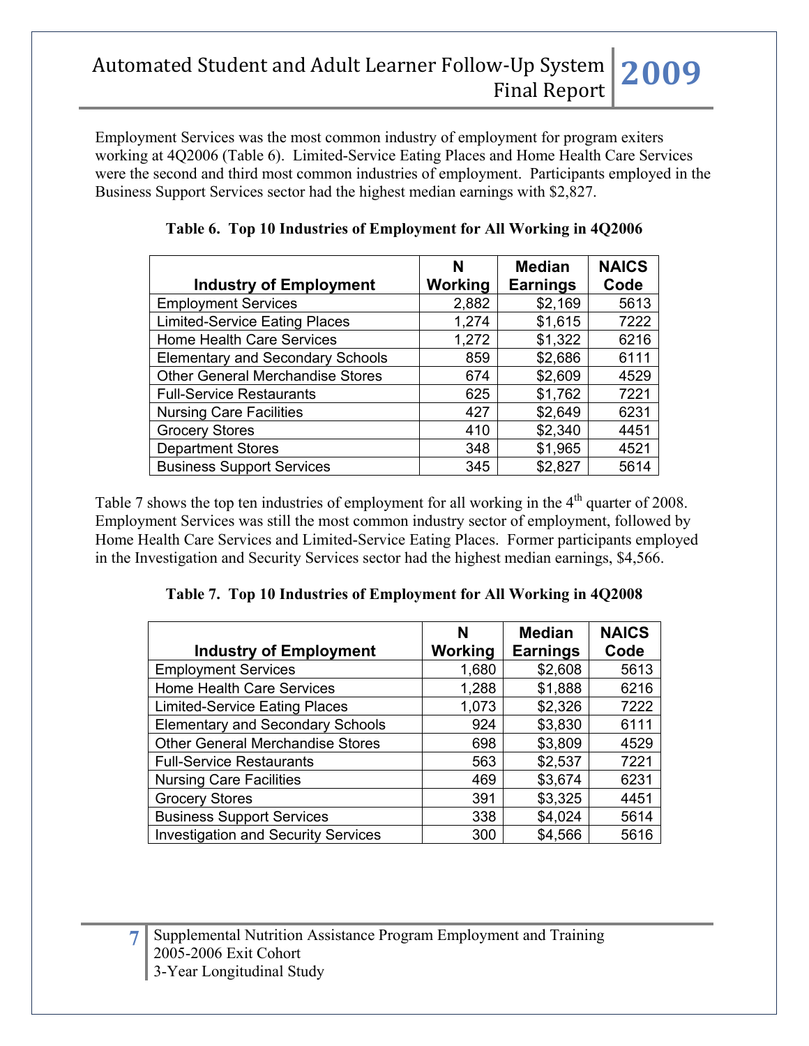Employment Services was the most common industry of employment for program exiters working at 4Q2006 (Table 6). Limited-Service Eating Places and Home Health Care Services were the second and third most common industries of employment. Participants employed in the Business Support Services sector had the highest median earnings with $2,827.

**Table 6. Top 10 Industries of Employment for All Working in 4Q2006**

| Industry of Employment | N Working | Median Earnings | NAICS Code |
|---|---|---|---|
| Employment Services | 2,882 | $2,169 | 5613 |
| Limited-Service Eating Places | 1,274 | $1,615 | 7222 |
| Home Health Care Services | 1,272 | $1,322 | 6216 |
| Elementary and Secondary Schools | 859 | $2,686 | 6111 |
| Other General Merchandise Stores | 674 | $2,609 | 4529 |
| Full-Service Restaurants | 625 | $1,762 | 7221 |
| Nursing Care Facilities | 427 | $2,649 | 6231 |
| Grocery Stores | 410 | $2,340 | 4451 |
| Department Stores | 348 | $1,965 | 4521 |
| Business Support Services | 345 | $2,827 | 5614 |

Table 7 shows the top ten industries of employment for all working in the 4th quarter of 2008. Employment Services was still the most common industry sector of employment, followed by Home Health Care Services and Limited-Service Eating Places. Former participants employed in the Investigation and Security Services sector had the highest median earnings, $4,566.

**Table 7. Top 10 Industries of Employment for All Working in 4Q2008**

| Industry of Employment | N Working | Median Earnings | NAICS Code |
|---|---|---|---|
| Employment Services | 1,680 | $2,608 | 5613 |
| Home Health Care Services | 1,288 | $1,888 | 6216 |
| Limited-Service Eating Places | 1,073 | $2,326 | 7222 |
| Elementary and Secondary Schools | 924 | $3,830 | 6111 |
| Other General Merchandise Stores | 698 | $3,809 | 4529 |
| Full-Service Restaurants | 563 | $2,537 | 7221 |
| Nursing Care Facilities | 469 | $3,674 | 6231 |
| Grocery Stores | 391 | $3,325 | 4451 |
| Business Support Services | 338 | $4,024 | 5614 |
| Investigation and Security Services | 300 | $4,566 | 5616 |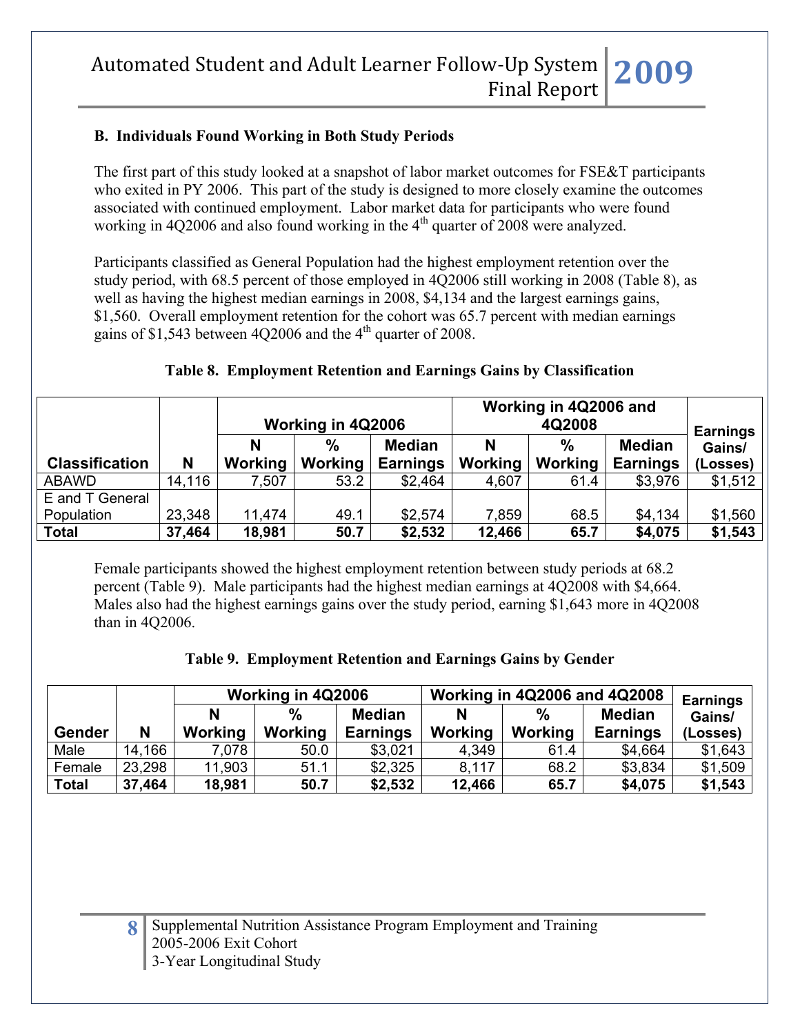### B. Individuals Found Working in Both Study Periods

The first part of this study looked at a snapshot of labor market outcomes for FSE&T participants who exited in PY 2006. This part of the study is designed to more closely examine the outcomes associated with continued employment. Labor market data for participants who were found working in 4Q2006 and also found working in the 4th quarter of 2008 were analyzed.

Participants classified as General Population had the highest employment retention over the study period, with 68.5 percent of those employed in 4Q2006 still working in 2008 (Table 8), as well as having the highest median earnings in 2008, $4,134 and the largest earnings gains, $1,560. Overall employment retention for the cohort was 65.7 percent with median earnings gains of $1,543 between 4Q2006 and the 4th quarter of 2008.

**Table 8. Employment Retention and Earnings Gains by Classification**

| | | Working in 4Q2006 | | | Working in 4Q2006 and 4Q2008 | | | |
|---|---|---|---|---|---|---|---|---|
| Classification | N | N Working | % Working | Median Earnings | N Working | % Working | Median Earnings | Earnings Gains/ (Losses) |
| ABAWD | 14,116 | 7,507 | 53.2 | $2,464 | 4,607 | 61.4 | $3,976 | $1,512 |
| E and T General Population | 23,348 | 11,474 | 49.1 | $2,574 | 7,859 | 68.5 | $4,134 | $1,560 |
| **Total** | **37,464** | **18,981** | **50.7** | **$2,532** | **12,466** | **65.7** | **$4,075** | **$1,543** |

Female participants showed the highest employment retention between study periods at 68.2 percent (Table 9). Male participants had the highest median earnings at 4Q2008 with $4,664. Males also had the highest earnings gains over the study period, earning $1,643 more in 4Q2008 than in 4Q2006.

**Table 9. Employment Retention and Earnings Gains by Gender**

| | | Working in 4Q2006 | | | Working in 4Q2006 and 4Q2008 | | | |
|---|---|---|---|---|---|---|---|---|
| Gender | N | N Working | % Working | Median Earnings | N Working | % Working | Median Earnings | Earnings Gains/ (Losses) |
| Male | 14,166 | 7,078 | 50.0 | $3,021 | 4,349 | 61.4 | $4,664 | $1,643 |
| Female | 23,298 | 11,903 | 51.1 | $2,325 | 8,117 | 68.2 | $3,834 | $1,509 |
| **Total** | **37,464** | **18,981** | **50.7** | **$2,532** | **12,466** | **65.7** | **$4,075** | **$1,543** |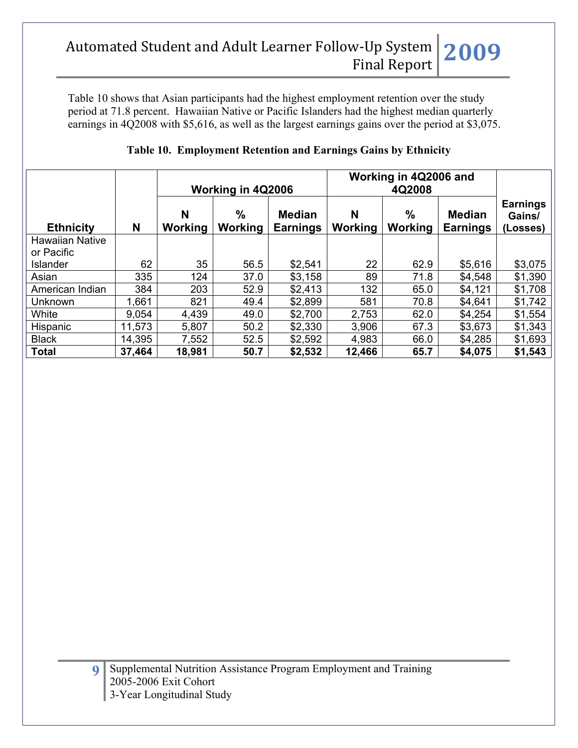Table 10 shows that Asian participants had the highest employment retention over the study period at 71.8 percent. Hawaiian Native or Pacific Islanders had the highest median quarterly earnings in 4Q2008 with $5,616, as well as the largest earnings gains over the period at $3,075.

**Table 10. Employment Retention and Earnings Gains by Ethnicity**

| | | Working in 4Q2006 | | | Working in 4Q2006 and 4Q2008 | | | |
|---|---|---|---|---|---|---|---|---|
| Ethnicity | N | N Working | % Working | Median Earnings | N Working | % Working | Median Earnings | Earnings Gains/ (Losses) |
| Hawaiian Native or Pacific Islander | 62 | 35 | 56.5 | $2,541 | 22 | 62.9 | $5,616 | $3,075 |
| Asian | 335 | 124 | 37.0 | $3,158 | 89 | 71.8 | $4,548 | $1,390 |
| American Indian | 384 | 203 | 52.9 | $2,413 | 132 | 65.0 | $4,121 | $1,708 |
| Unknown | 1,661 | 821 | 49.4 | $2,899 | 581 | 70.8 | $4,641 | $1,742 |
| White | 9,054 | 4,439 | 49.0 | $2,700 | 2,753 | 62.0 | $4,254 | $1,554 |
| Hispanic | 11,573 | 5,807 | 50.2 | $2,330 | 3,906 | 67.3 | $3,673 | $1,343 |
| Black | 14,395 | 7,552 | 52.5 | $2,592 | 4,983 | 66.0 | $4,285 | $1,693 |
| **Total** | **37,464** | **18,981** | **50.7** | **$2,532** | **12,466** | **65.7** | **$4,075** | **$1,543** |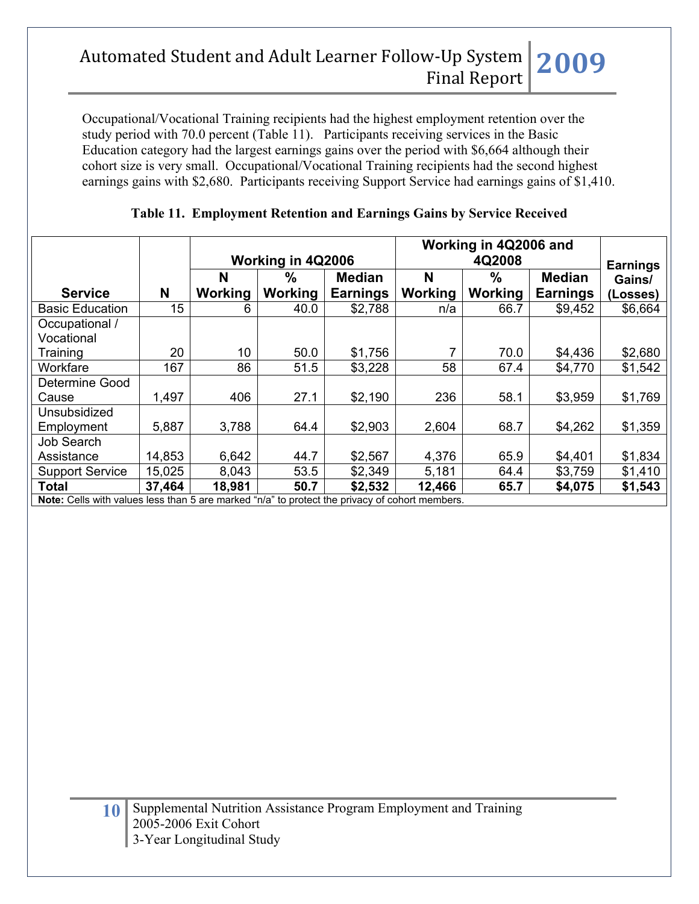Occupational/Vocational Training recipients had the highest employment retention over the study period with 70.0 percent (Table 11). Participants receiving services in the Basic Education category had the largest earnings gains over the period with $6,664 although their cohort size is very small. Occupational/Vocational Training recipients had the second highest earnings gains with $2,680. Participants receiving Support Service had earnings gains of $1,410.

**Table 11. Employment Retention and Earnings Gains by Service Received**

| Service | N | Working in 4Q2006 | | | Working in 4Q2006 and 4Q2008 | | | Earnings Gains/ (Losses) |
|---|---|---|---|---|---|---|---|---|
| | | N Working | % Working | Median Earnings | N Working | % Working | Median Earnings | |
| Basic Education | 15 | 6 | 40.0 | $2,788 | n/a | 66.7 | $9,452 | $6,664 |
| Occupational / Vocational Training | 20 | 10 | 50.0 | $1,756 | 7 | 70.0 | $4,436 | $2,680 |
| Workfare | 167 | 86 | 51.5 | $3,228 | 58 | 67.4 | $4,770 | $1,542 |
| Determine Good Cause | 1,497 | 406 | 27.1 | $2,190 | 236 | 58.1 | $3,959 | $1,769 |
| Unsubsidized Employment | 5,887 | 3,788 | 64.4 | $2,903 | 2,604 | 68.7 | $4,262 | $1,359 |
| Job Search Assistance | 14,853 | 6,642 | 44.7 | $2,567 | 4,376 | 65.9 | $4,401 | $1,834 |
| Support Service | 15,025 | 8,043 | 53.5 | $2,349 | 5,181 | 64.4 | $3,759 | $1,410 |
| **Total** | **37,464** | **18,981** | **50.7** | **$2,532** | **12,466** | **65.7** | **$4,075** | **$1,543** |

**Note:** Cells with values less than 5 are marked "n/a" to protect the privacy of cohort members.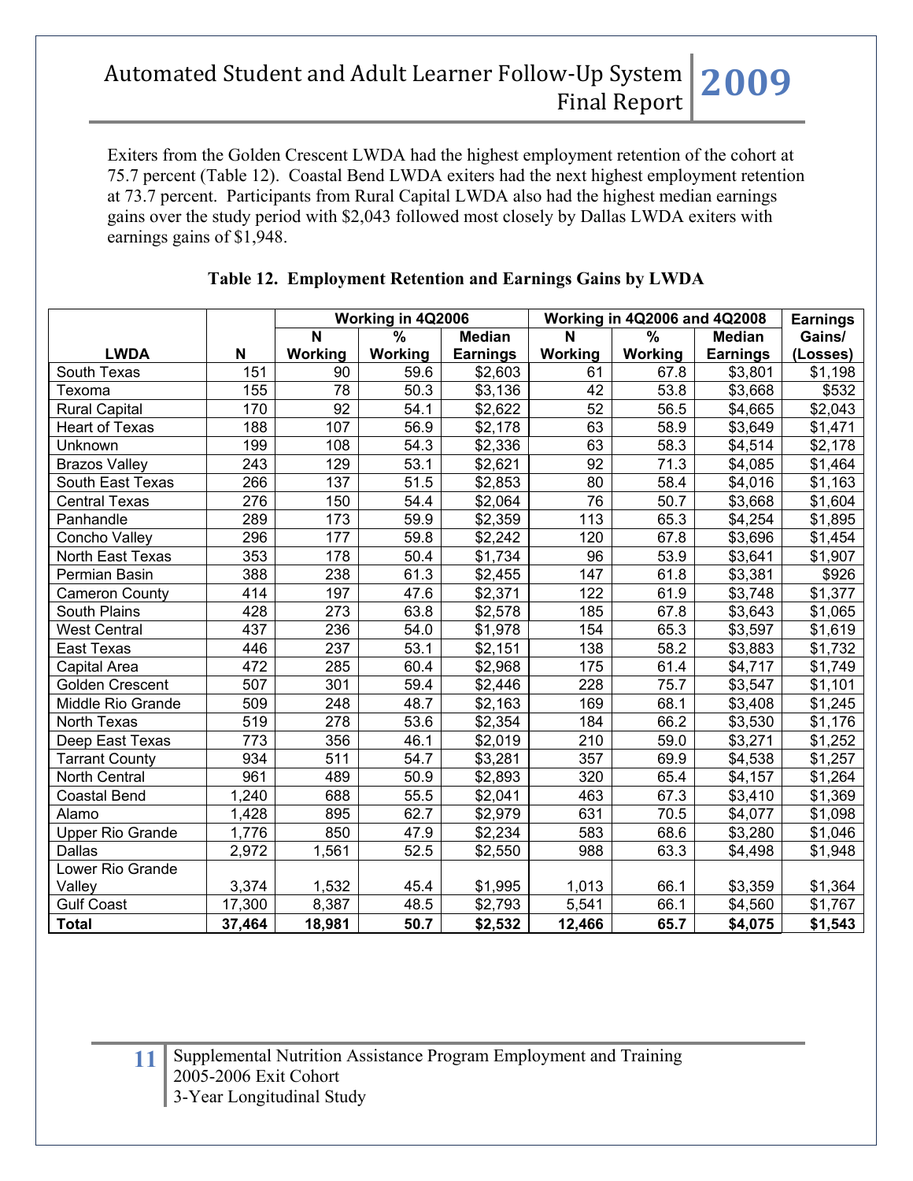Exiters from the Golden Crescent LWDA had the highest employment retention of the cohort at 75.7 percent (Table 12). Coastal Bend LWDA exiters had the next highest employment retention at 73.7 percent. Participants from Rural Capital LWDA also had the highest median earnings gains over the study period with $2,043 followed most closely by Dallas LWDA exiters with earnings gains of $1,948.

**Table 12. Employment Retention and Earnings Gains by LWDA**

| LWDA | N | Working in 4Q2006 | | | Working in 4Q2006 and 4Q2008 | | | Earnings Gains/ (Losses) |
|---|---|---|---|---|---|---|---|---|
| | | N Working | % Working | Median Earnings | N Working | % Working | Median Earnings | |
| South Texas | 151 | 90 | 59.6 | $2,603 | 61 | 67.8 | $3,801 | $1,198 |
| Texoma | 155 | 78 | 50.3 | $3,136 | 42 | 53.8 | $3,668 | $532 |
| Rural Capital | 170 | 92 | 54.1 | $2,622 | 52 | 56.5 | $4,665 | $2,043 |
| Heart of Texas | 188 | 107 | 56.9 | $2,178 | 63 | 58.9 | $3,649 | $1,471 |
| Unknown | 199 | 108 | 54.3 | $2,336 | 63 | 58.3 | $4,514 | $2,178 |
| Brazos Valley | 243 | 129 | 53.1 | $2,621 | 92 | 71.3 | $4,085 | $1,464 |
| South East Texas | 266 | 137 | 51.5 | $2,853 | 80 | 58.4 | $4,016 | $1,163 |
| Central Texas | 276 | 150 | 54.4 | $2,064 | 76 | 50.7 | $3,668 | $1,604 |
| Panhandle | 289 | 173 | 59.9 | $2,359 | 113 | 65.3 | $4,254 | $1,895 |
| Concho Valley | 296 | 177 | 59.8 | $2,242 | 120 | 67.8 | $3,696 | $1,454 |
| North East Texas | 353 | 178 | 50.4 | $1,734 | 96 | 53.9 | $3,641 | $1,907 |
| Permian Basin | 388 | 238 | 61.3 | $2,455 | 147 | 61.8 | $3,381 | $926 |
| Cameron County | 414 | 197 | 47.6 | $2,371 | 122 | 61.9 | $3,748 | $1,377 |
| South Plains | 428 | 273 | 63.8 | $2,578 | 185 | 67.8 | $3,643 | $1,065 |
| West Central | 437 | 236 | 54.0 | $1,978 | 154 | 65.3 | $3,597 | $1,619 |
| East Texas | 446 | 237 | 53.1 | $2,151 | 138 | 58.2 | $3,883 | $1,732 |
| Capital Area | 472 | 285 | 60.4 | $2,968 | 175 | 61.4 | $4,717 | $1,749 |
| Golden Crescent | 507 | 301 | 59.4 | $2,446 | 228 | 75.7 | $3,547 | $1,101 |
| Middle Rio Grande | 509 | 248 | 48.7 | $2,163 | 169 | 68.1 | $3,408 | $1,245 |
| North Texas | 519 | 278 | 53.6 | $2,354 | 184 | 66.2 | $3,530 | $1,176 |
| Deep East Texas | 773 | 356 | 46.1 | $2,019 | 210 | 59.0 | $3,271 | $1,252 |
| Tarrant County | 934 | 511 | 54.7 | $3,281 | 357 | 69.9 | $4,538 | $1,257 |
| North Central | 961 | 489 | 50.9 | $2,893 | 320 | 65.4 | $4,157 | $1,264 |
| Coastal Bend | 1,240 | 688 | 55.5 | $2,041 | 463 | 67.3 | $3,410 | $1,369 |
| Alamo | 1,428 | 895 | 62.7 | $2,979 | 631 | 70.5 | $4,077 | $1,098 |
| Upper Rio Grande | 1,776 | 850 | 47.9 | $2,234 | 583 | 68.6 | $3,280 | $1,046 |
| Dallas | 2,972 | 1,561 | 52.5 | $2,550 | 988 | 63.3 | $4,498 | $1,948 |
| Lower Rio Grande Valley | 3,374 | 1,532 | 45.4 | $1,995 | 1,013 | 66.1 | $3,359 | $1,364 |
| Gulf Coast | 17,300 | 8,387 | 48.5 | $2,793 | 5,541 | 66.1 | $4,560 | $1,767 |
| **Total** | **37,464** | **18,981** | **50.7** | **$2,532** | **12,466** | **65.7** | **$4,075** | **$1,543** |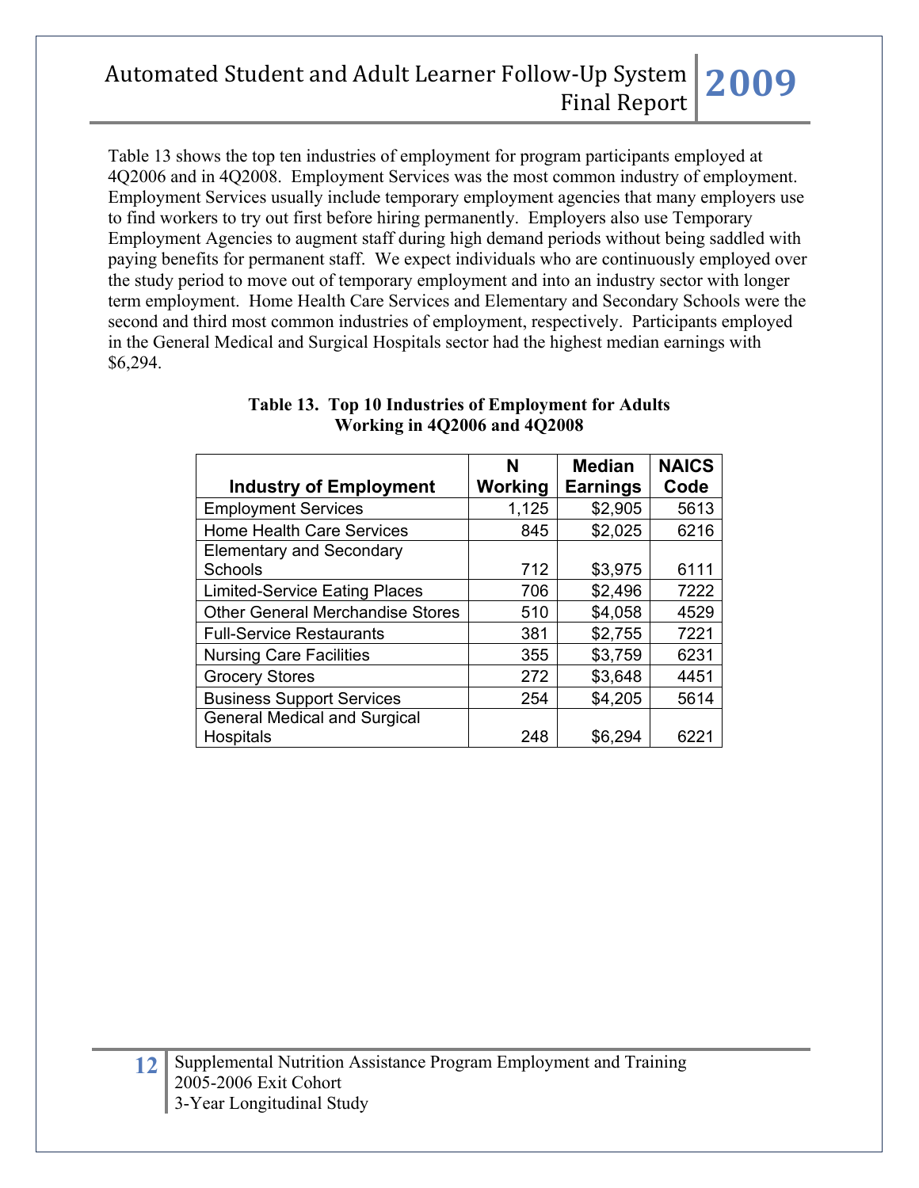Table 13 shows the top ten industries of employment for program participants employed at 4Q2006 and in 4Q2008. Employment Services was the most common industry of employment. Employment Services usually include temporary employment agencies that many employers use to find workers to try out first before hiring permanently. Employers also use Temporary Employment Agencies to augment staff during high demand periods without being saddled with paying benefits for permanent staff. We expect individuals who are continuously employed over the study period to move out of temporary employment and into an industry sector with longer term employment. Home Health Care Services and Elementary and Secondary Schools were the second and third most common industries of employment, respectively. Participants employed in the General Medical and Surgical Hospitals sector had the highest median earnings with $6,294.

**Table 13. Top 10 Industries of Employment for Adults Working in 4Q2006 and 4Q2008**

| Industry of Employment | N Working | Median Earnings | NAICS Code |
|---|---|---|---|
| Employment Services | 1,125 | $2,905 | 5613 |
| Home Health Care Services | 845 | $2,025 | 6216 |
| Elementary and Secondary Schools | 712 | $3,975 | 6111 |
| Limited-Service Eating Places | 706 | $2,496 | 7222 |
| Other General Merchandise Stores | 510 | $4,058 | 4529 |
| Full-Service Restaurants | 381 | $2,755 | 7221 |
| Nursing Care Facilities | 355 | $3,759 | 6231 |
| Grocery Stores | 272 | $3,648 | 4451 |
| Business Support Services | 254 | $4,205 | 5614 |
| General Medical and Surgical Hospitals | 248 | $6,294 | 6221 |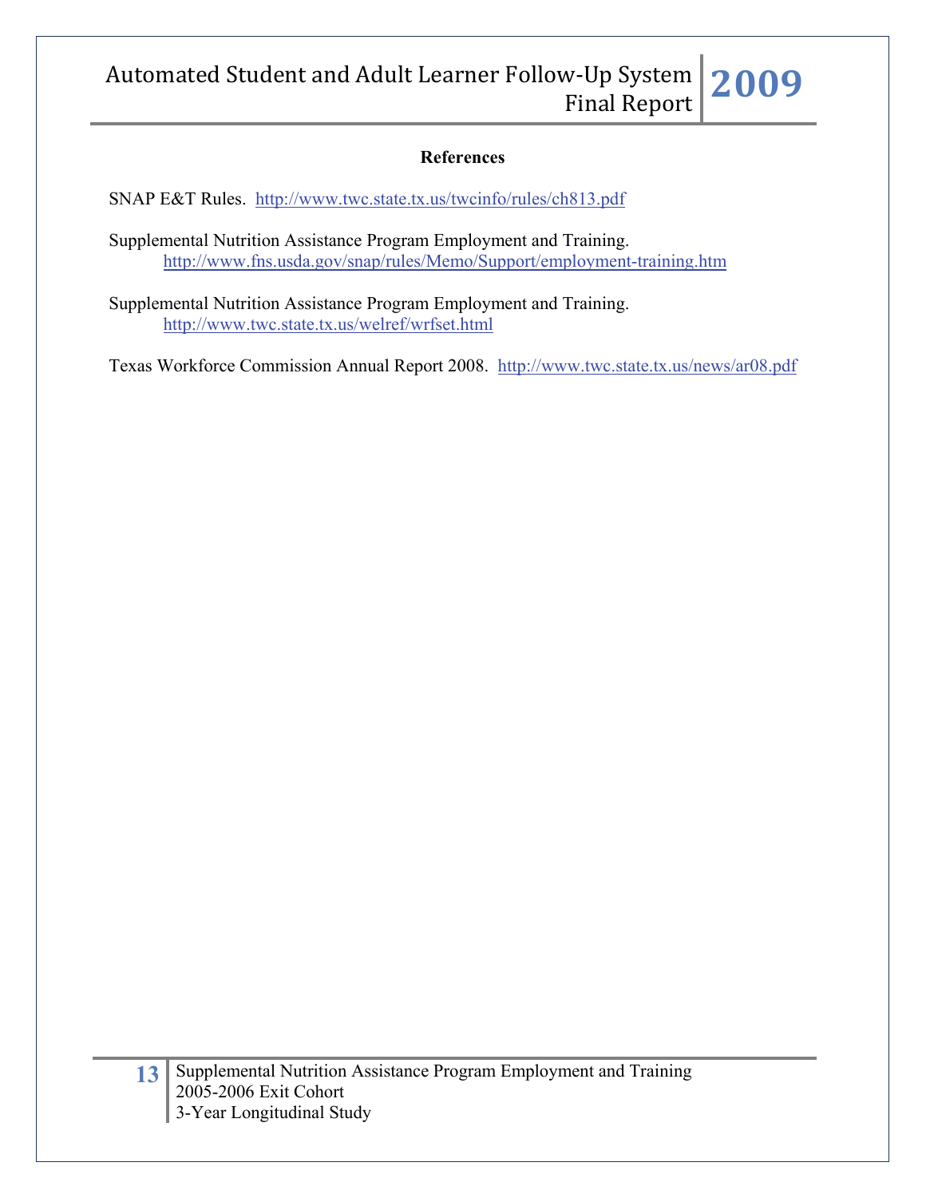## References

SNAP E&T Rules. http://www.twc.state.tx.us/twcinfo/rules/ch813.pdf

Supplemental Nutrition Assistance Program Employment and Training.
http://www.fns.usda.gov/snap/rules/Memo/Support/employment-training.htm

Supplemental Nutrition Assistance Program Employment and Training.
http://www.twc.state.tx.us/welref/wrfset.html

Texas Workforce Commission Annual Report 2008. http://www.twc.state.tx.us/news/ar08.pdf